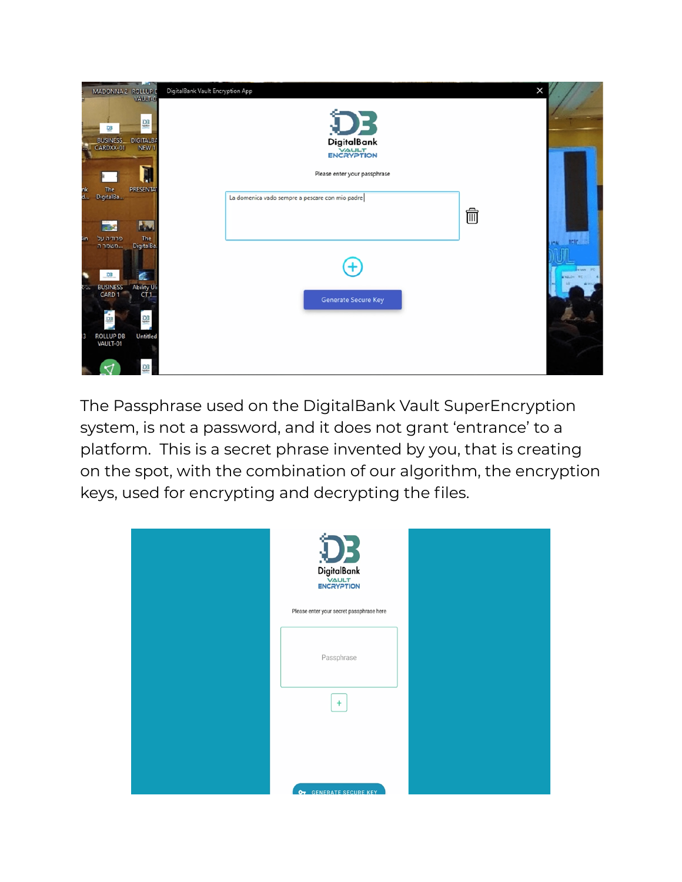The Passphrase used on the DigitalBank Vault SuperEncryption system, is not a password, and it does not grant 'entrance' to a platform. This is a secret phrase invented by you, that is creating on the spot, with the combination of our algorithm, the encryption keys, used for encrypting and decrypting the files.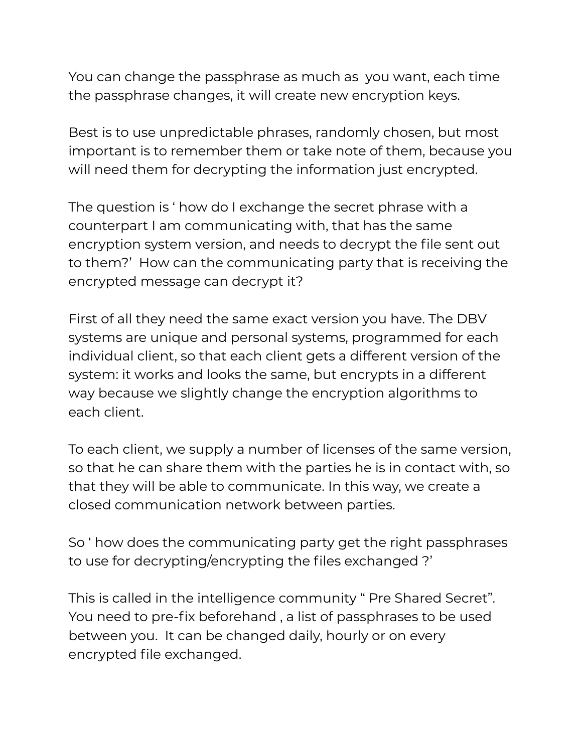You can change the passphrase as much as you want, each time the passphrase changes, it will create new encryption keys.

Best is to use unpredictable phrases, randomly chosen, but most important is to remember them or take note of them, because you will need them for decrypting the information just encrypted.

The question is ' how do I exchange the secret phrase with a counterpart I am communicating with, that has the same encryption system version, and needs to decrypt the file sent out to them?' How can the communicating party that is receiving the encrypted message can decrypt it?

First of all they need the same exact version you have. The DBV systems are unique and personal systems, programmed for each individual client, so that each client gets a different version of the system: it works and looks the same, but encrypts in a different way because we slightly change the encryption algorithms to each client.

To each client, we supply a number of licenses of the same version, so that he can share them with the parties he is in contact with, so that they will be able to communicate. In this way, we create a closed communication network between parties.

So ' how does the communicating party get the right passphrases to use for decrypting/encrypting the files exchanged ?'

This is called in the intelligence community " Pre Shared Secret". You need to pre-fix beforehand , a list of passphrases to be used between you. It can be changed daily, hourly or on every encrypted file exchanged.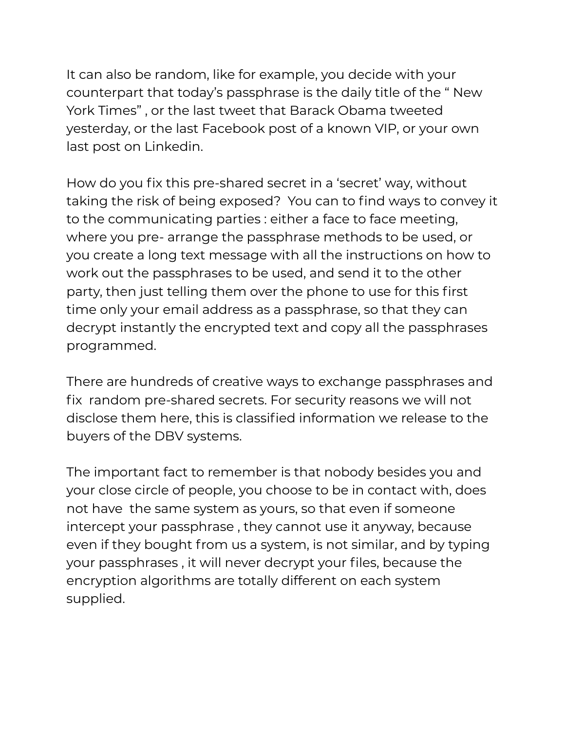It can also be random, like for example, you decide with your counterpart that today's passphrase is the daily title of the " New York Times" , or the last tweet that Barack Obama tweeted yesterday, or the last Facebook post of a known VIP, or your own last post on Linkedin.

How do you fix this pre-shared secret in a 'secret' way, without taking the risk of being exposed?  You can to find ways to convey it to the communicating parties : either a face to face meeting, where you pre- arrange the passphrase methods to be used, or you create a long text message with all the instructions on how to work out the passphrases to be used, and send it to the other party, then just telling them over the phone to use for this first time only your email address as a passphrase, so that they can decrypt instantly the encrypted text and copy all the passphrases programmed.

There are hundreds of creative ways to exchange passphrases and fix  random pre-shared secrets. For security reasons we will not disclose them here, this is classified information we release to the buyers of the DBV systems.

The important fact to remember is that nobody besides you and your close circle of people, you choose to be in contact with, does not have  the same system as yours, so that even if someone intercept your passphrase , they cannot use it anyway, because even if they bought from us a system, is not similar, and by typing your passphrases , it will never decrypt your files, because the encryption algorithms are totally different on each system supplied.